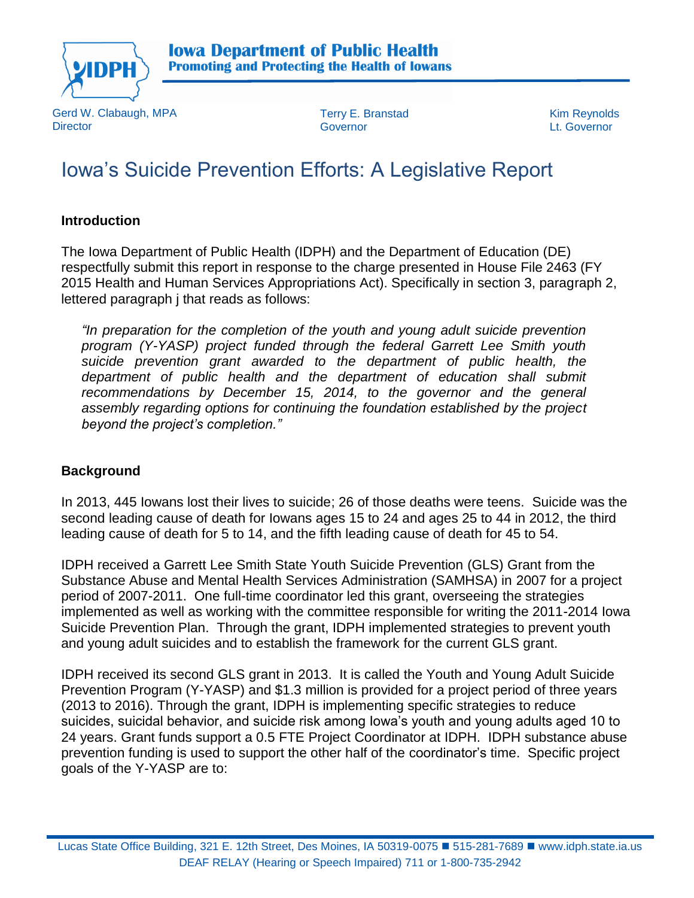**Iowa Department of Public Health**
**Promoting and Protecting the Health of Iowans**

Gerd W. Clabaugh, MPA
Director

Terry E. Branstad
Governor

Kim Reynolds
Lt. Governor

# Iowa's Suicide Prevention Efforts: A Legislative Report

## Introduction

The Iowa Department of Public Health (IDPH) and the Department of Education (DE) respectfully submit this report in response to the charge presented in House File 2463 (FY 2015 Health and Human Services Appropriations Act). Specifically in section 3, paragraph 2, lettered paragraph j that reads as follows:

> *"In preparation for the completion of the youth and young adult suicide prevention program (Y-YASP) project funded through the federal Garrett Lee Smith youth suicide prevention grant awarded to the department of public health, the department of public health and the department of education shall submit recommendations by December 15, 2014, to the governor and the general assembly regarding options for continuing the foundation established by the project beyond the project's completion."*

## Background

In 2013, 445 Iowans lost their lives to suicide; 26 of those deaths were teens. Suicide was the second leading cause of death for Iowans ages 15 to 24 and ages 25 to 44 in 2012, the third leading cause of death for 5 to 14, and the fifth leading cause of death for 45 to 54.

IDPH received a Garrett Lee Smith State Youth Suicide Prevention (GLS) Grant from the Substance Abuse and Mental Health Services Administration (SAMHSA) in 2007 for a project period of 2007-2011. One full-time coordinator led this grant, overseeing the strategies implemented as well as working with the committee responsible for writing the 2011-2014 Iowa Suicide Prevention Plan. Through the grant, IDPH implemented strategies to prevent youth and young adult suicides and to establish the framework for the current GLS grant.

IDPH received its second GLS grant in 2013. It is called the Youth and Young Adult Suicide Prevention Program (Y-YASP) and $1.3 million is provided for a project period of three years (2013 to 2016). Through the grant, IDPH is implementing specific strategies to reduce suicides, suicidal behavior, and suicide risk among Iowa's youth and young adults aged 10 to 24 years. Grant funds support a 0.5 FTE Project Coordinator at IDPH. IDPH substance abuse prevention funding is used to support the other half of the coordinator's time. Specific project goals of the Y-YASP are to: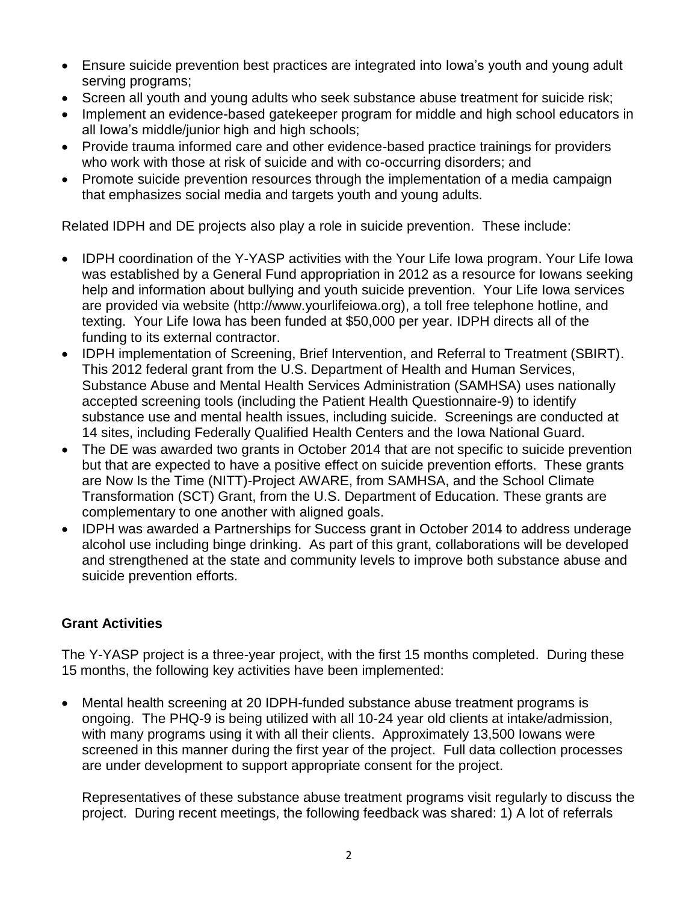- Ensure suicide prevention best practices are integrated into Iowa's youth and young adult serving programs;
- Screen all youth and young adults who seek substance abuse treatment for suicide risk;
- Implement an evidence-based gatekeeper program for middle and high school educators in all Iowa's middle/junior high and high schools;
- Provide trauma informed care and other evidence-based practice trainings for providers who work with those at risk of suicide and with co-occurring disorders; and
- Promote suicide prevention resources through the implementation of a media campaign that emphasizes social media and targets youth and young adults.

Related IDPH and DE projects also play a role in suicide prevention. These include:

- IDPH coordination of the Y-YASP activities with the Your Life Iowa program. Your Life Iowa was established by a General Fund appropriation in 2012 as a resource for Iowans seeking help and information about bullying and youth suicide prevention. Your Life Iowa services are provided via website (http://www.yourlifeiowa.org), a toll free telephone hotline, and texting. Your Life Iowa has been funded at $50,000 per year. IDPH directs all of the funding to its external contractor.
- IDPH implementation of Screening, Brief Intervention, and Referral to Treatment (SBIRT). This 2012 federal grant from the U.S. Department of Health and Human Services, Substance Abuse and Mental Health Services Administration (SAMHSA) uses nationally accepted screening tools (including the Patient Health Questionnaire-9) to identify substance use and mental health issues, including suicide. Screenings are conducted at 14 sites, including Federally Qualified Health Centers and the Iowa National Guard.
- The DE was awarded two grants in October 2014 that are not specific to suicide prevention but that are expected to have a positive effect on suicide prevention efforts. These grants are Now Is the Time (NITT)-Project AWARE, from SAMHSA, and the School Climate Transformation (SCT) Grant, from the U.S. Department of Education. These grants are complementary to one another with aligned goals.
- IDPH was awarded a Partnerships for Success grant in October 2014 to address underage alcohol use including binge drinking. As part of this grant, collaborations will be developed and strengthened at the state and community levels to improve both substance abuse and suicide prevention efforts.

**Grant Activities**

The Y-YASP project is a three-year project, with the first 15 months completed. During these 15 months, the following key activities have been implemented:

- Mental health screening at 20 IDPH-funded substance abuse treatment programs is ongoing. The PHQ-9 is being utilized with all 10-24 year old clients at intake/admission, with many programs using it with all their clients. Approximately 13,500 Iowans were screened in this manner during the first year of the project. Full data collection processes are under development to support appropriate consent for the project.

  Representatives of these substance abuse treatment programs visit regularly to discuss the project. During recent meetings, the following feedback was shared: 1) A lot of referrals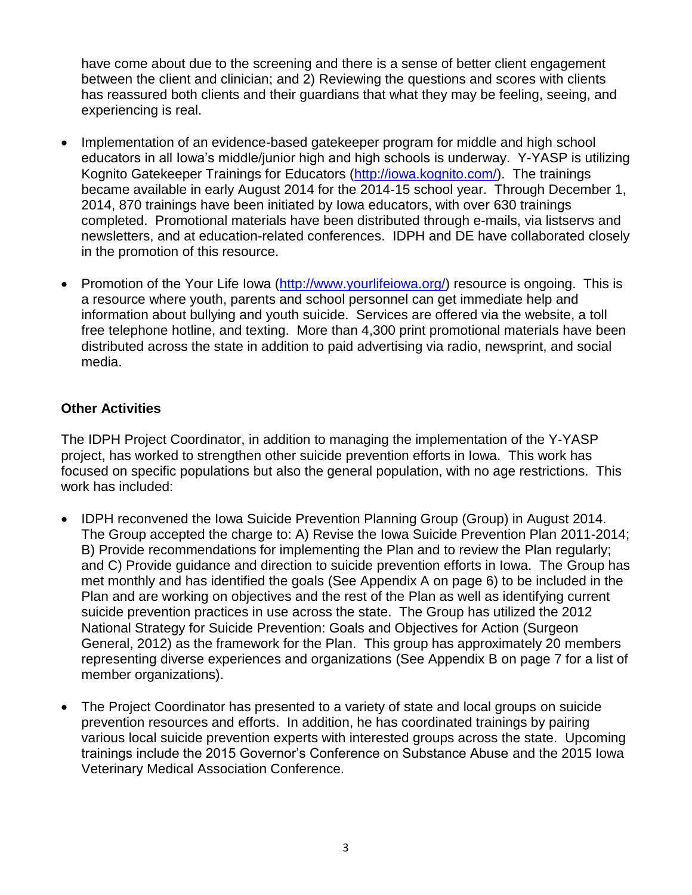have come about due to the screening and there is a sense of better client engagement between the client and clinician; and 2) Reviewing the questions and scores with clients has reassured both clients and their guardians that what they may be feeling, seeing, and experiencing is real.

- Implementation of an evidence-based gatekeeper program for middle and high school educators in all Iowa's middle/junior high and high schools is underway. Y-YASP is utilizing Kognito Gatekeeper Trainings for Educators (http://iowa.kognito.com/). The trainings became available in early August 2014 for the 2014-15 school year. Through December 1, 2014, 870 trainings have been initiated by Iowa educators, with over 630 trainings completed. Promotional materials have been distributed through e-mails, via listservs and newsletters, and at education-related conferences. IDPH and DE have collaborated closely in the promotion of this resource.

- Promotion of the Your Life Iowa (http://www.yourlifeiowa.org/) resource is ongoing. This is a resource where youth, parents and school personnel can get immediate help and information about bullying and youth suicide. Services are offered via the website, a toll free telephone hotline, and texting. More than 4,300 print promotional materials have been distributed across the state in addition to paid advertising via radio, newsprint, and social media.

**Other Activities**

The IDPH Project Coordinator, in addition to managing the implementation of the Y-YASP project, has worked to strengthen other suicide prevention efforts in Iowa. This work has focused on specific populations but also the general population, with no age restrictions. This work has included:

- IDPH reconvened the Iowa Suicide Prevention Planning Group (Group) in August 2014. The Group accepted the charge to: A) Revise the Iowa Suicide Prevention Plan 2011-2014; B) Provide recommendations for implementing the Plan and to review the Plan regularly; and C) Provide guidance and direction to suicide prevention efforts in Iowa. The Group has met monthly and has identified the goals (See Appendix A on page 6) to be included in the Plan and are working on objectives and the rest of the Plan as well as identifying current suicide prevention practices in use across the state. The Group has utilized the 2012 National Strategy for Suicide Prevention: Goals and Objectives for Action (Surgeon General, 2012) as the framework for the Plan. This group has approximately 20 members representing diverse experiences and organizations (See Appendix B on page 7 for a list of member organizations).

- The Project Coordinator has presented to a variety of state and local groups on suicide prevention resources and efforts. In addition, he has coordinated trainings by pairing various local suicide prevention experts with interested groups across the state. Upcoming trainings include the 2015 Governor's Conference on Substance Abuse and the 2015 Iowa Veterinary Medical Association Conference.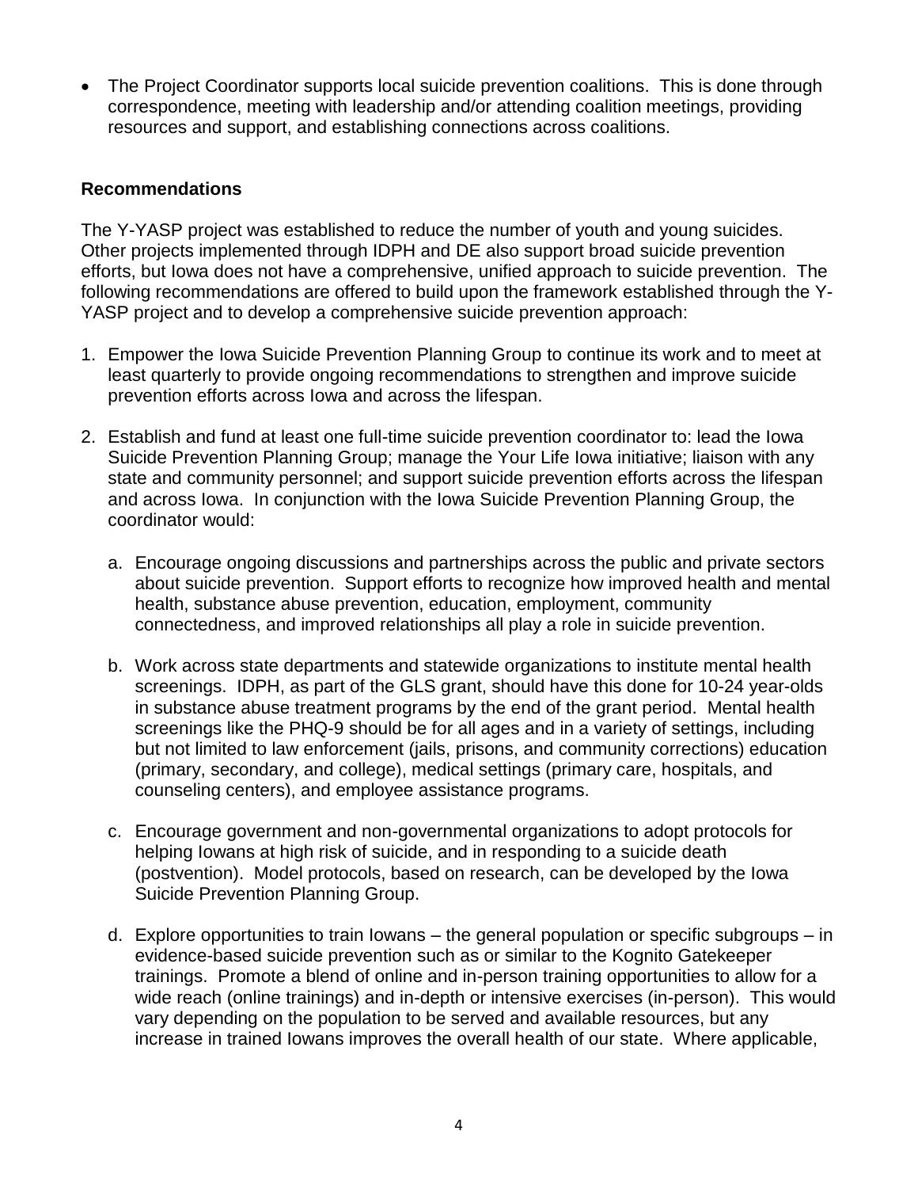- The Project Coordinator supports local suicide prevention coalitions. This is done through correspondence, meeting with leadership and/or attending coalition meetings, providing resources and support, and establishing connections across coalitions.

**Recommendations**

The Y-YASP project was established to reduce the number of youth and young suicides. Other projects implemented through IDPH and DE also support broad suicide prevention efforts, but Iowa does not have a comprehensive, unified approach to suicide prevention. The following recommendations are offered to build upon the framework established through the Y-YASP project and to develop a comprehensive suicide prevention approach:

1. Empower the Iowa Suicide Prevention Planning Group to continue its work and to meet at least quarterly to provide ongoing recommendations to strengthen and improve suicide prevention efforts across Iowa and across the lifespan.

2. Establish and fund at least one full-time suicide prevention coordinator to: lead the Iowa Suicide Prevention Planning Group; manage the Your Life Iowa initiative; liaison with any state and community personnel; and support suicide prevention efforts across the lifespan and across Iowa. In conjunction with the Iowa Suicide Prevention Planning Group, the coordinator would:

    a. Encourage ongoing discussions and partnerships across the public and private sectors about suicide prevention. Support efforts to recognize how improved health and mental health, substance abuse prevention, education, employment, community connectedness, and improved relationships all play a role in suicide prevention.

    b. Work across state departments and statewide organizations to institute mental health screenings. IDPH, as part of the GLS grant, should have this done for 10-24 year-olds in substance abuse treatment programs by the end of the grant period. Mental health screenings like the PHQ-9 should be for all ages and in a variety of settings, including but not limited to law enforcement (jails, prisons, and community corrections) education (primary, secondary, and college), medical settings (primary care, hospitals, and counseling centers), and employee assistance programs.

    c. Encourage government and non-governmental organizations to adopt protocols for helping Iowans at high risk of suicide, and in responding to a suicide death (postvention). Model protocols, based on research, can be developed by the Iowa Suicide Prevention Planning Group.

    d. Explore opportunities to train Iowans – the general population or specific subgroups – in evidence-based suicide prevention such as or similar to the Kognito Gatekeeper trainings. Promote a blend of online and in-person training opportunities to allow for a wide reach (online trainings) and in-depth or intensive exercises (in-person). This would vary depending on the population to be served and available resources, but any increase in trained Iowans improves the overall health of our state. Where applicable,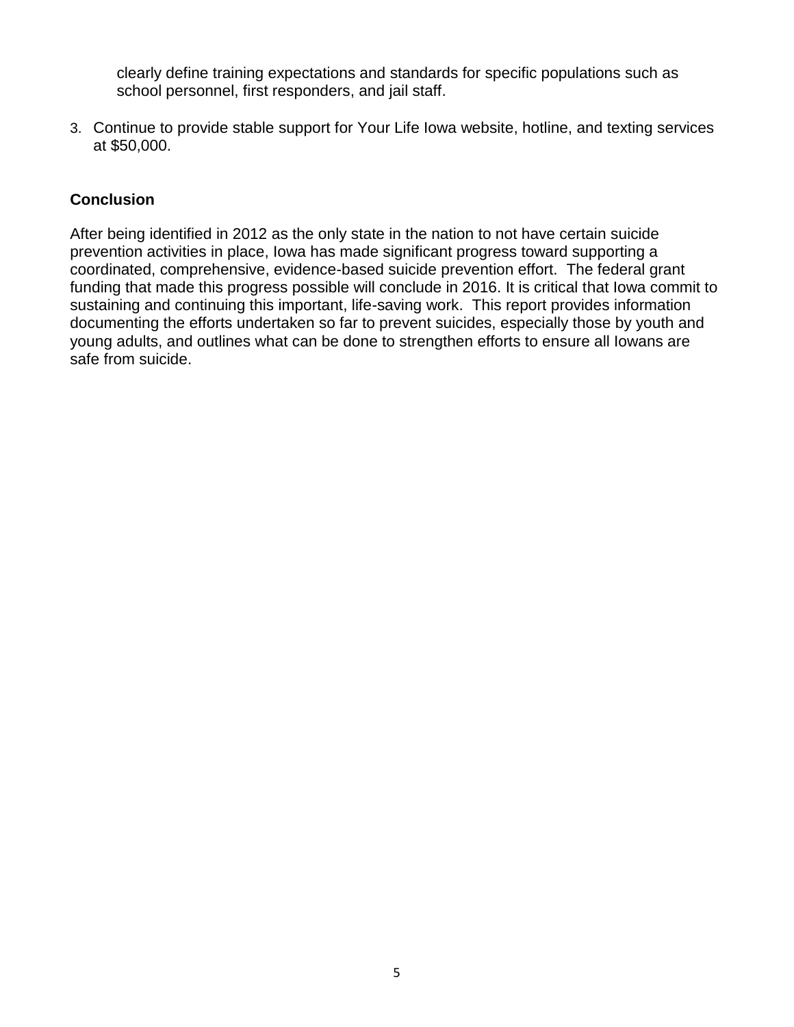clearly define training expectations and standards for specific populations such as school personnel, first responders, and jail staff.

3. Continue to provide stable support for Your Life Iowa website, hotline, and texting services at $50,000.

## Conclusion

After being identified in 2012 as the only state in the nation to not have certain suicide prevention activities in place, Iowa has made significant progress toward supporting a coordinated, comprehensive, evidence-based suicide prevention effort. The federal grant funding that made this progress possible will conclude in 2016. It is critical that Iowa commit to sustaining and continuing this important, life-saving work. This report provides information documenting the efforts undertaken so far to prevent suicides, especially those by youth and young adults, and outlines what can be done to strengthen efforts to ensure all Iowans are safe from suicide.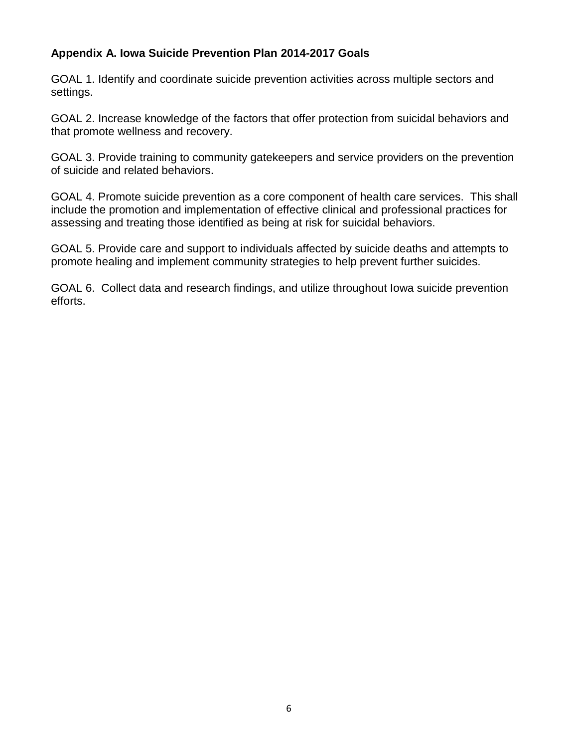**Appendix A. Iowa Suicide Prevention Plan 2014-2017 Goals**

GOAL 1. Identify and coordinate suicide prevention activities across multiple sectors and settings.

GOAL 2. Increase knowledge of the factors that offer protection from suicidal behaviors and that promote wellness and recovery.

GOAL 3. Provide training to community gatekeepers and service providers on the prevention of suicide and related behaviors.

GOAL 4. Promote suicide prevention as a core component of health care services. This shall include the promotion and implementation of effective clinical and professional practices for assessing and treating those identified as being at risk for suicidal behaviors.

GOAL 5. Provide care and support to individuals affected by suicide deaths and attempts to promote healing and implement community strategies to help prevent further suicides.

GOAL 6. Collect data and research findings, and utilize throughout Iowa suicide prevention efforts.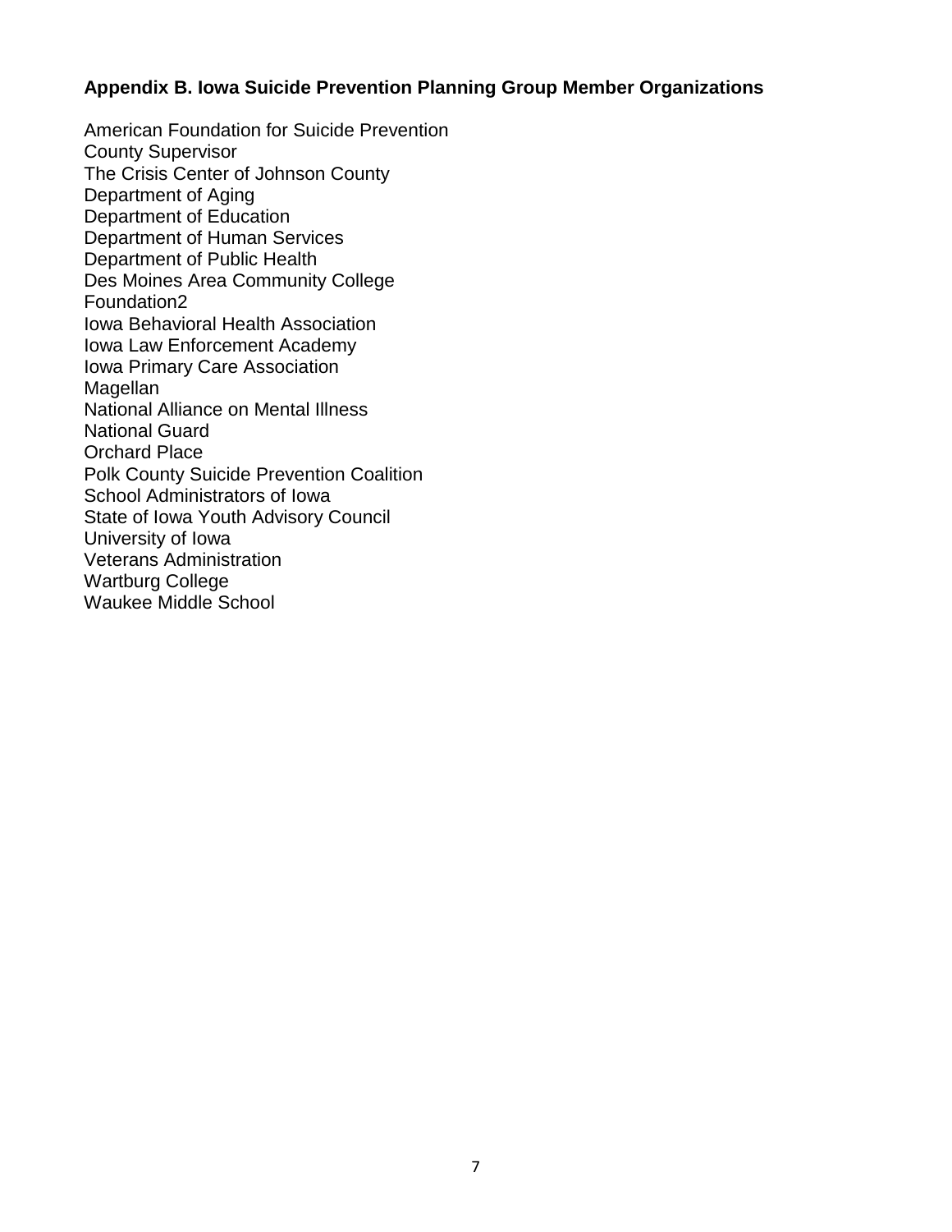## Appendix B. Iowa Suicide Prevention Planning Group Member Organizations

American Foundation for Suicide Prevention
County Supervisor
The Crisis Center of Johnson County
Department of Aging
Department of Education
Department of Human Services
Department of Public Health
Des Moines Area Community College
Foundation2
Iowa Behavioral Health Association
Iowa Law Enforcement Academy
Iowa Primary Care Association
Magellan
National Alliance on Mental Illness
National Guard
Orchard Place
Polk County Suicide Prevention Coalition
School Administrators of Iowa
State of Iowa Youth Advisory Council
University of Iowa
Veterans Administration
Wartburg College
Waukee Middle School